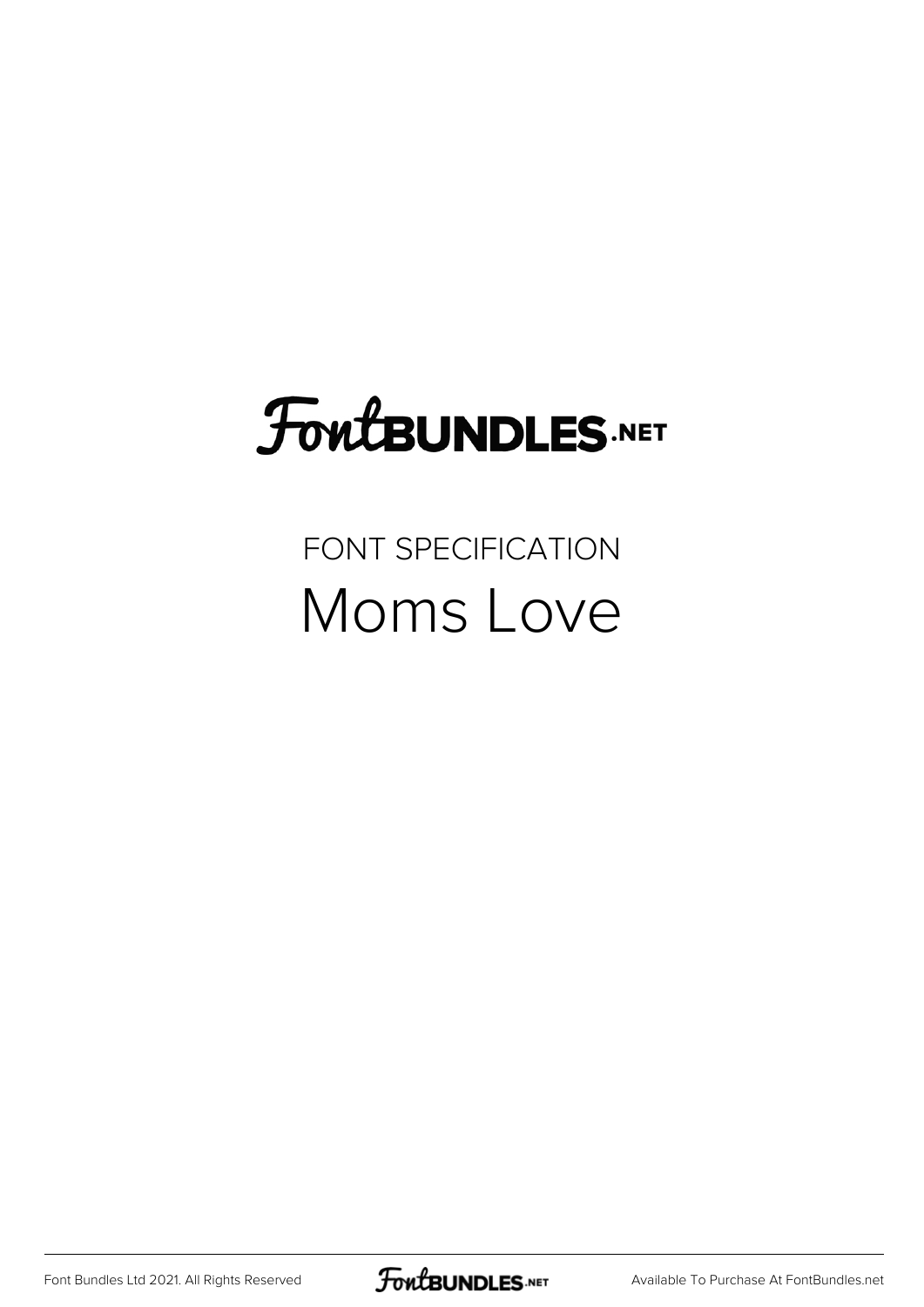FontBUNDLES.NET

FONT SPECIFICATION

# Moms Love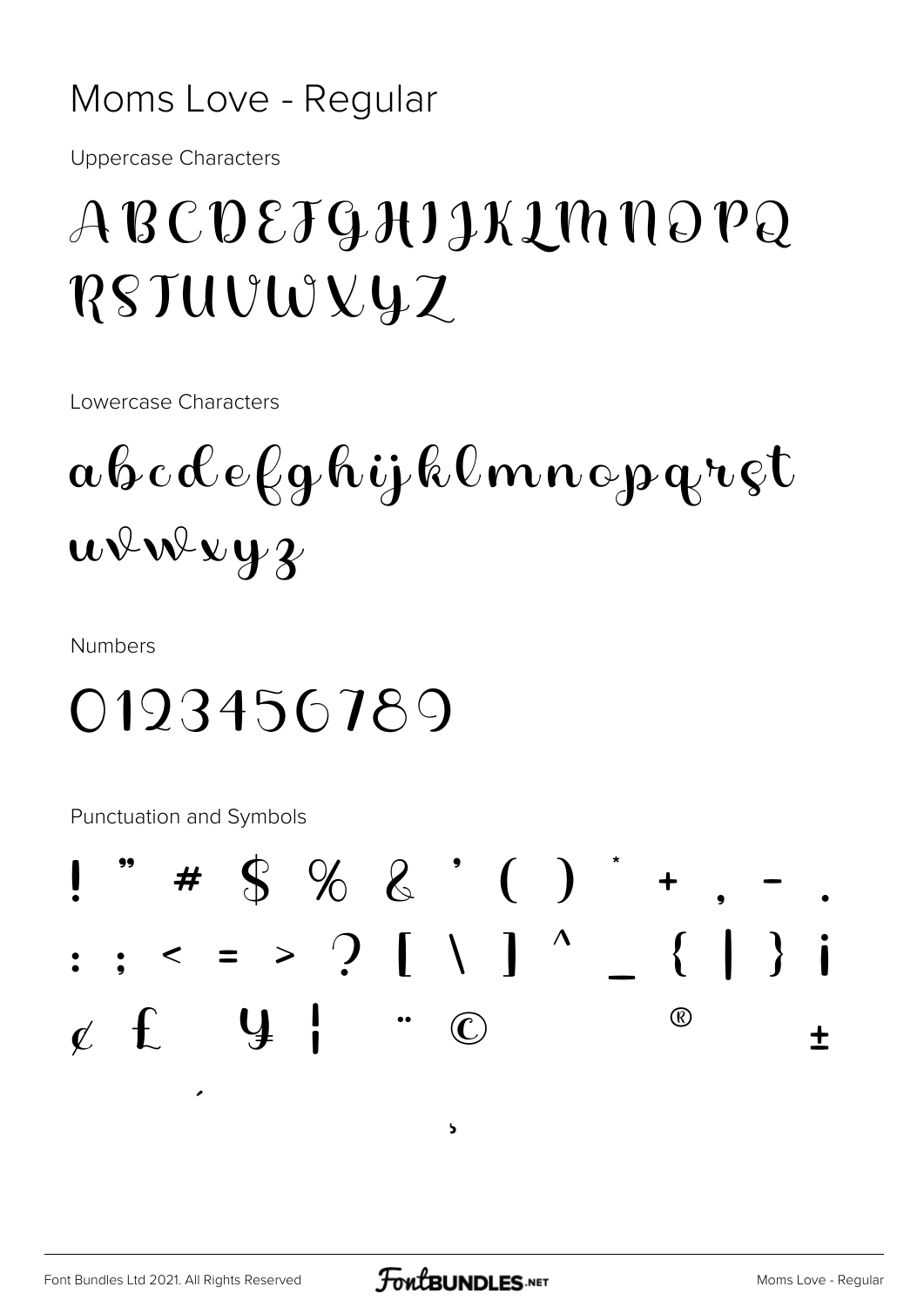# Moms Love - Regular

Uppercase Characters

ABCDEFGHIJKLMNOPQ
RSTUVWXYZ

Lowercase Characters

abcdefghijklmnopqrst
uvwxyz

Numbers

0123456789

Punctuation and Symbols

! " # $ % & ' ( ) * + , - .
: ; < = > ? [ \ ] ^ _ { | } ¡
¢ £ ¥ ¦ ¨ © ® ±
´
¸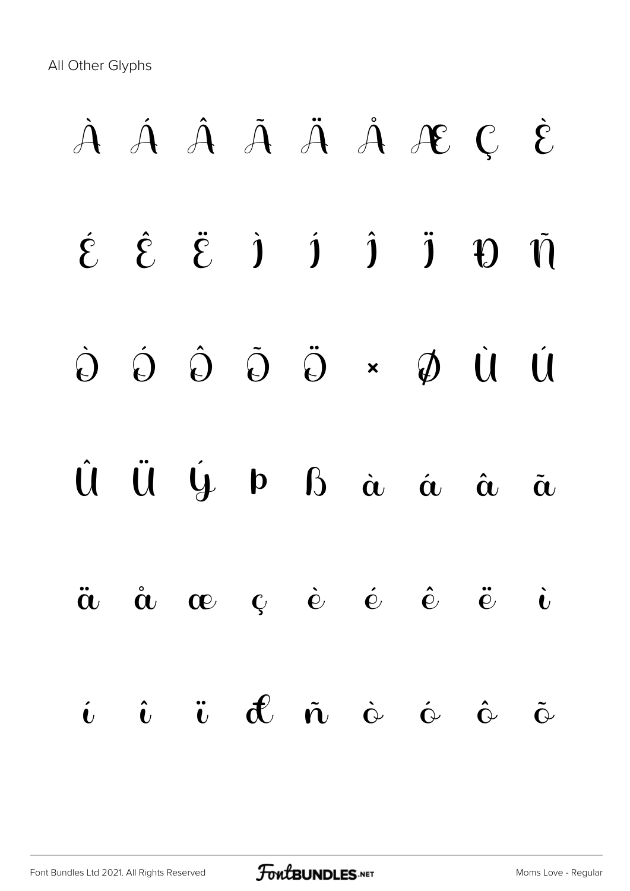All Other Glyphs

À Á Â Ã Ä Å Æ Ç È

É Ê Ë Ì Í Î Ï Ð Ñ

Ò Ó Ô Õ Ö × Ø Ù Ú

Û Ü Ý Þ ß à á â ã

ä å æ ç è é ê ë ì

í î ï ð ñ ò ó ô õ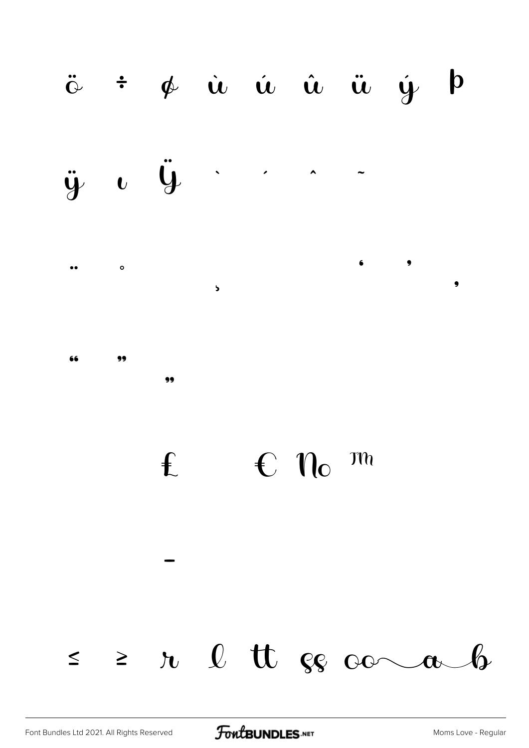ö ÷ ø ù ú û ü ý þ

ÿ ı Ÿ ˋ ˊ ˆ ˜

¨ ˚ ¸ ' '
‚

" "
„

£ € № ™

–

≤ ≥ r l tt ss oo a b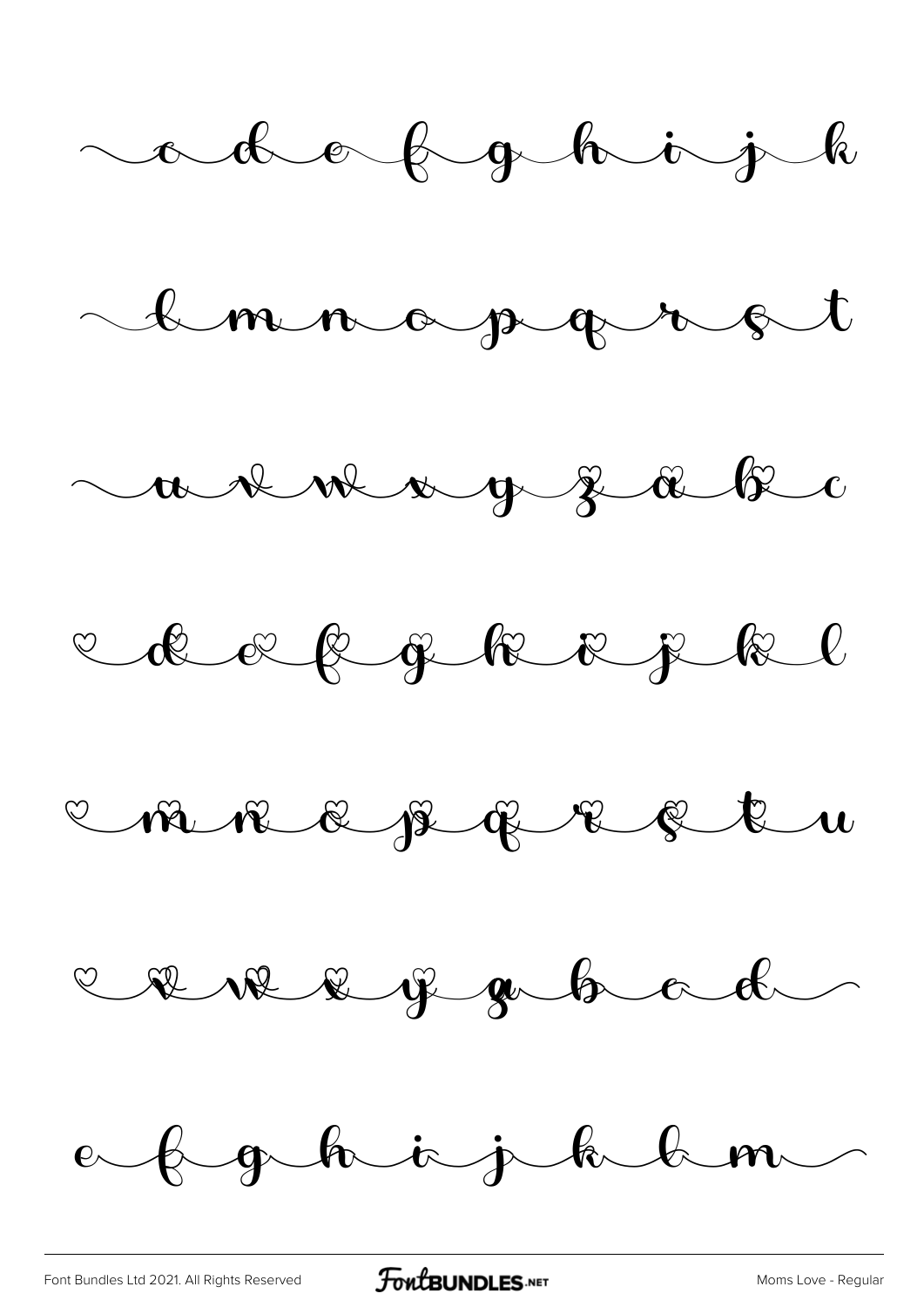c d e f g h i j k

l m n o p q r s t

u v w x y z a b c

d e f g h i j k l

m n o p q r s t u

v w x y z b c d

e f g h i j k l m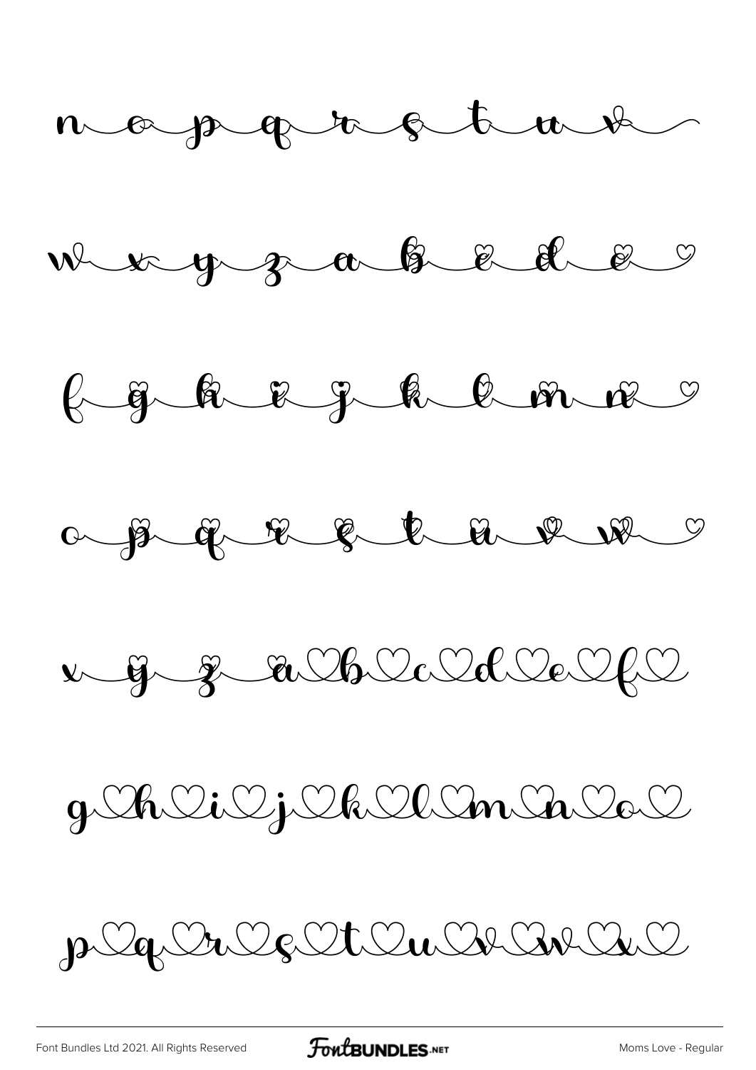n o p q r s t u v

w x y z a b c d e

f g h i j k l m n

o p q r s t u v w

x y z a b c d e f

g h i j k l m n o

p q r s t u v w x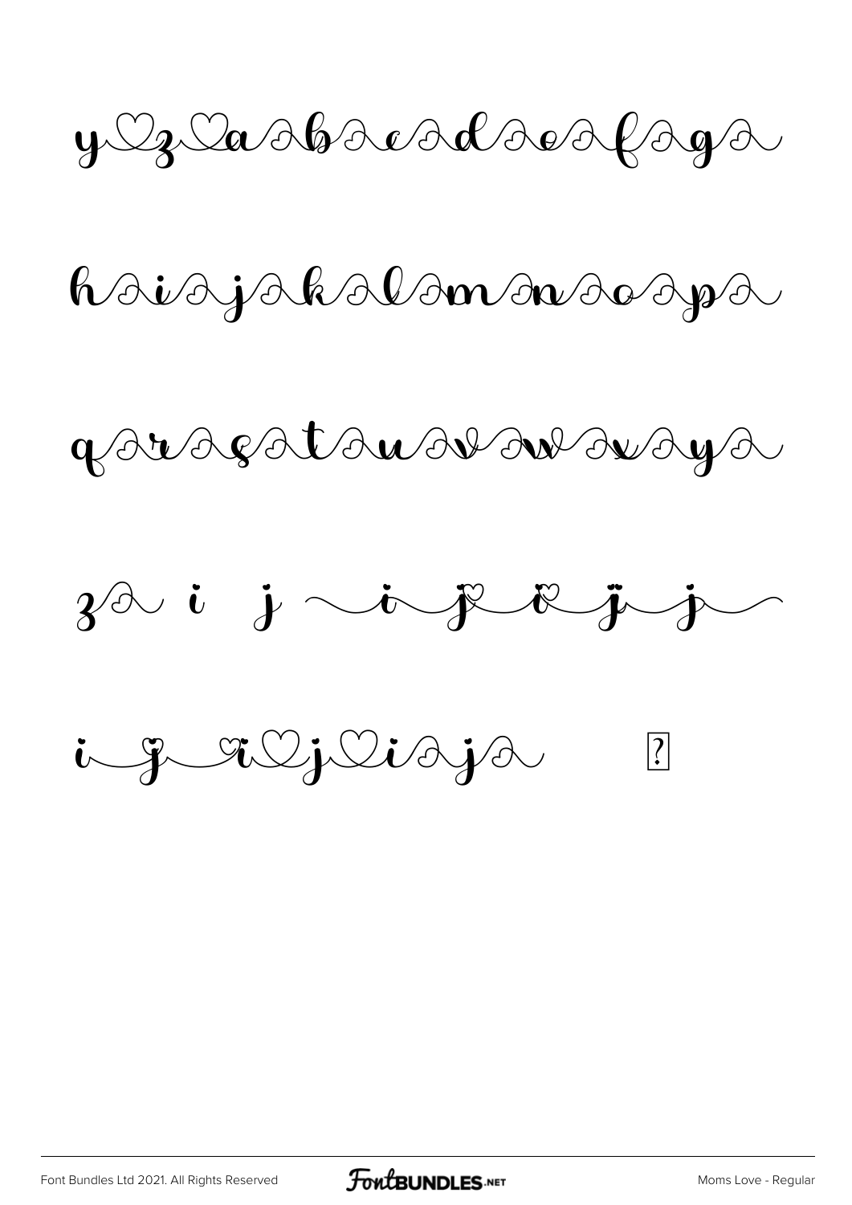y z a b c d e f g

h i j k l m n o p

q r s t u v w x y

z i j i j i j j

i j i j i j

?